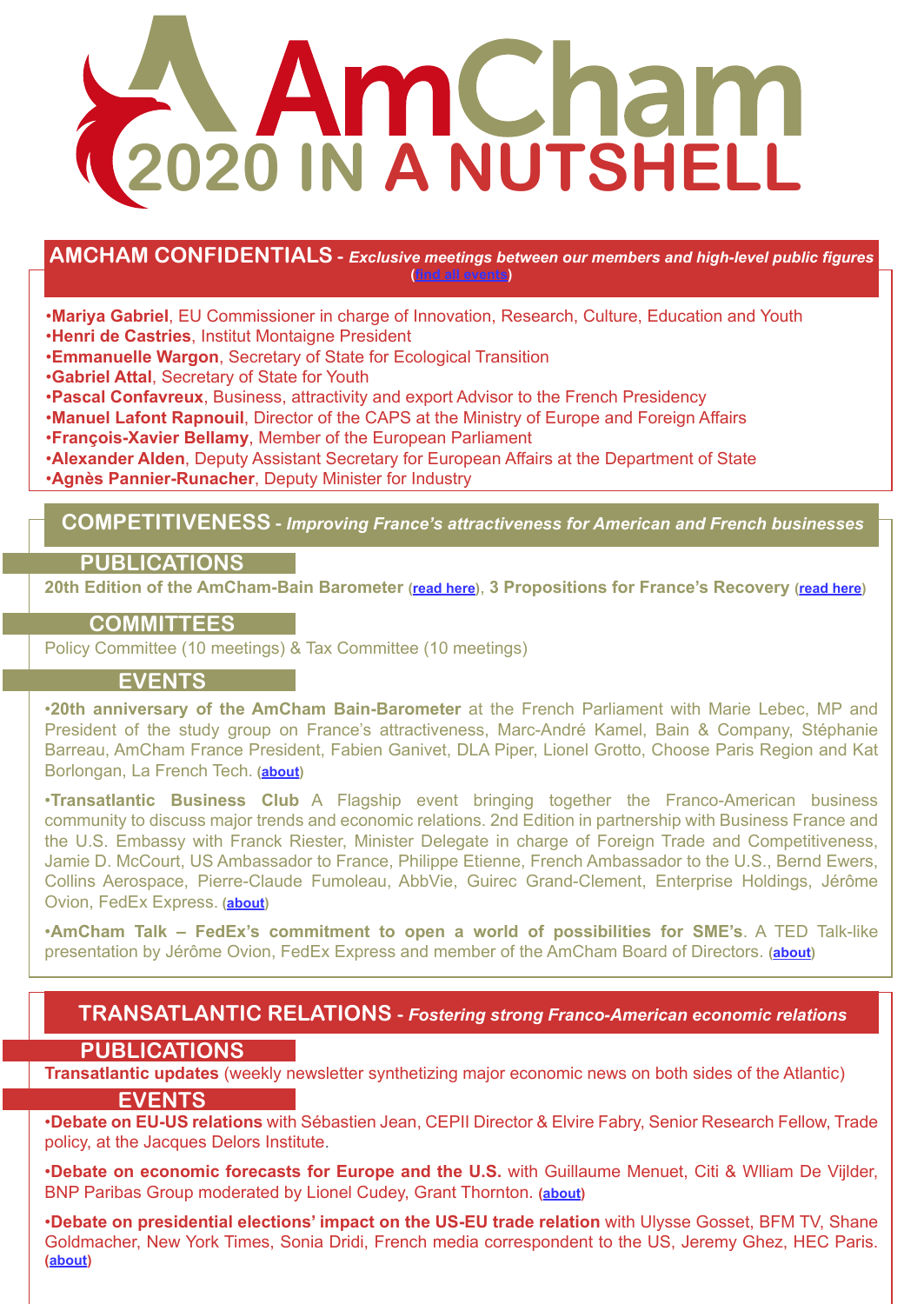# AmCham 2020 IN A NUTSHELL

## AMCHAM CONFIDENTIALS - *Exclusive meetings between our members and high-level public figures*

(find all events)

- **Mariya Gabriel**, EU Commissioner in charge of Innovation, Research, Culture, Education and Youth
- **Henri de Castries**, Institut Montaigne President
- **Emmanuelle Wargon**, Secretary of State for Ecological Transition
- **Gabriel Attal**, Secretary of State for Youth
- **Pascal Confavreux**, Business, attractivity and export Advisor to the French Presidency
- **Manuel Lafont Rapnouil**, Director of the CAPS at the Ministry of Europe and Foreign Affairs
- **François-Xavier Bellamy**, Member of the European Parliament
- **Alexander Alden**, Deputy Assistant Secretary for European Affairs at the Department of State
- **Agnès Pannier-Runacher**, Deputy Minister for Industry

## COMPETITIVENESS - *Improving France's attractiveness for American and French businesses*

### PUBLICATIONS

**20th Edition of the AmCham-Bain Barometer** (read here), **3 Propositions for France's Recovery** (read here)

### COMMITTEES

Policy Committee (10 meetings) & Tax Committee (10 meetings)

### EVENTS

- **20th anniversary of the AmCham Bain-Barometer** at the French Parliament with Marie Lebec, MP and President of the study group on France's attractiveness, Marc-André Kamel, Bain & Company, Stéphanie Barreau, AmCham France President, Fabien Ganivet, DLA Piper, Lionel Grotto, Choose Paris Region and Kat Borlongan, La French Tech. (about)
- **Transatlantic Business Club** A Flagship event bringing together the Franco-American business community to discuss major trends and economic relations. 2nd Edition in partnership with Business France and the U.S. Embassy with Franck Riester, Minister Delegate in charge of Foreign Trade and Competitiveness, Jamie D. McCourt, US Ambassador to France, Philippe Etienne, French Ambassador to the U.S., Bernd Ewers, Collins Aerospace, Pierre-Claude Fumoleau, AbbVie, Guirec Grand-Clement, Enterprise Holdings, Jérôme Ovion, FedEx Express. (about)
- **AmCham Talk – FedEx's commitment to open a world of possibilities for SME's**. A TED Talk-like presentation by Jérôme Ovion, FedEx Express and member of the AmCham Board of Directors. (about)

## TRANSATLANTIC RELATIONS - *Fostering strong Franco-American economic relations*

### PUBLICATIONS

**Transatlantic updates** (weekly newsletter synthetizing major economic news on both sides of the Atlantic)

### EVENTS

- **Debate on EU-US relations** with Sébastien Jean, CEPII Director & Elvire Fabry, Senior Research Fellow, Trade policy, at the Jacques Delors Institute.
- **Debate on economic forecasts for Europe and the U.S.** with Guillaume Menuet, Citi & Wlliam De Vijlder, BNP Paribas Group moderated by Lionel Cudey, Grant Thornton. (about)
- **Debate on presidential elections' impact on the US-EU trade relation** with Ulysse Gosset, BFM TV, Shane Goldmacher, New York Times, Sonia Dridi, French media correspondent to the US, Jeremy Ghez, HEC Paris. (about)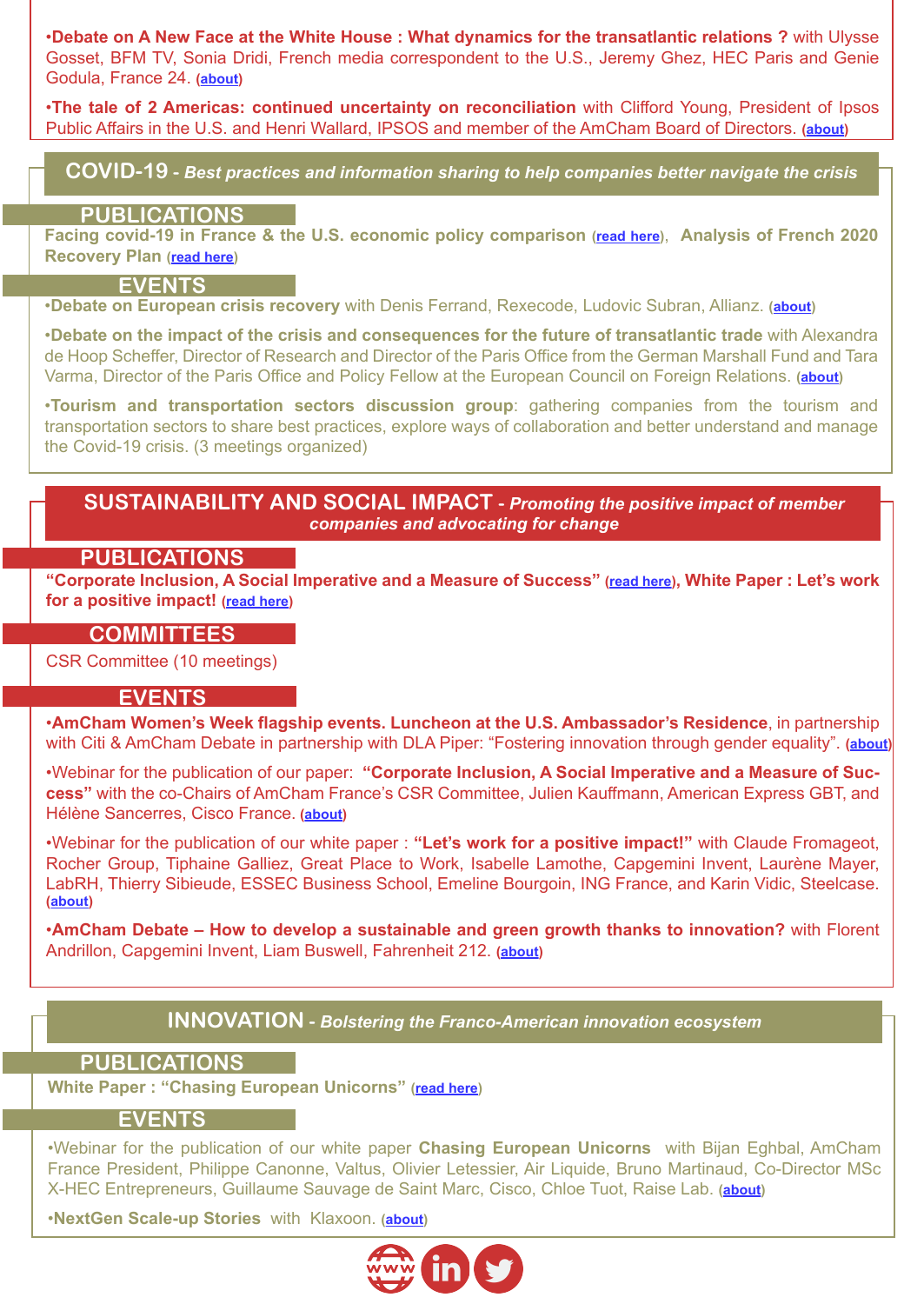•**Debate on A New Face at the White House : What dynamics for the transatlantic relations ?** with Ulysse Gosset, BFM TV, Sonia Dridi, French media correspondent to the U.S., Jeremy Ghez, HEC Paris and Genie Godula, France 24. (**about**)

•**The tale of 2 Americas: continued uncertainty on reconciliation** with Clifford Young, President of Ipsos Public Affairs in the U.S. and Henri Wallard, IPSOS and member of the AmCham Board of Directors. (**about**)

## COVID-19 - *Best practices and information sharing to help companies better navigate the crisis*

### PUBLICATIONS

**Facing covid-19 in France & the U.S. economic policy comparison** (**read here**), **Analysis of French 2020 Recovery Plan** (**read here**)

### EVENTS

•**Debate on European crisis recovery** with Denis Ferrand, Rexecode, Ludovic Subran, Allianz. (**about**)

•**Debate on the impact of the crisis and consequences for the future of transatlantic trade** with Alexandra de Hoop Scheffer, Director of Research and Director of the Paris Office from the German Marshall Fund and Tara Varma, Director of the Paris Office and Policy Fellow at the European Council on Foreign Relations. (**about**)

•**Tourism and transportation sectors discussion group**: gathering companies from the tourism and transportation sectors to share best practices, explore ways of collaboration and better understand and manage the Covid-19 crisis. (3 meetings organized)

## SUSTAINABILITY AND SOCIAL IMPACT - *Promoting the positive impact of member companies and advocating for change*

### PUBLICATIONS

**“Corporate Inclusion, A Social Imperative and a Measure of Success”** (**read here**), **White Paper : Let’s work for a positive impact!** (**read here**)

### COMMITTEES

CSR Committee (10 meetings)

### EVENTS

•**AmCham Women’s Week flagship events. Luncheon at the U.S. Ambassador’s Residence**, in partnership with Citi & AmCham Debate in partnership with DLA Piper: “Fostering innovation through gender equality”. (**about**)

•Webinar for the publication of our paper: **“Corporate Inclusion, A Social Imperative and a Measure of Success”** with the co-Chairs of AmCham France’s CSR Committee, Julien Kauffmann, American Express GBT, and Hélène Sancerres, Cisco France. (**about**)

•Webinar for the publication of our white paper : **“Let’s work for a positive impact!”** with Claude Fromageot, Rocher Group, Tiphaine Galliez, Great Place to Work, Isabelle Lamothe, Capgemini Invent, Laurène Mayer, LabRH, Thierry Sibieude, ESSEC Business School, Emeline Bourgoin, ING France, and Karin Vidic, Steelcase. (**about**)

•**AmCham Debate – How to develop a sustainable and green growth thanks to innovation?** with Florent Andrillon, Capgemini Invent, Liam Buswell, Fahrenheit 212. (**about**)

## INNOVATION - *Bolstering the Franco-American innovation ecosystem*

### PUBLICATIONS

**White Paper : “Chasing European Unicorns”** (**read here**)

### EVENTS

•Webinar for the publication of our white paper **Chasing European Unicorns** with Bijan Eghbal, AmCham France President, Philippe Canonne, Valtus, Olivier Letessier, Air Liquide, Bruno Martinaud, Co-Director MSc X-HEC Entrepreneurs, Guillaume Sauvage de Saint Marc, Cisco, Chloe Tuot, Raise Lab. (**about**)

•**NextGen Scale-up Stories** with Klaxoon. (**about**)